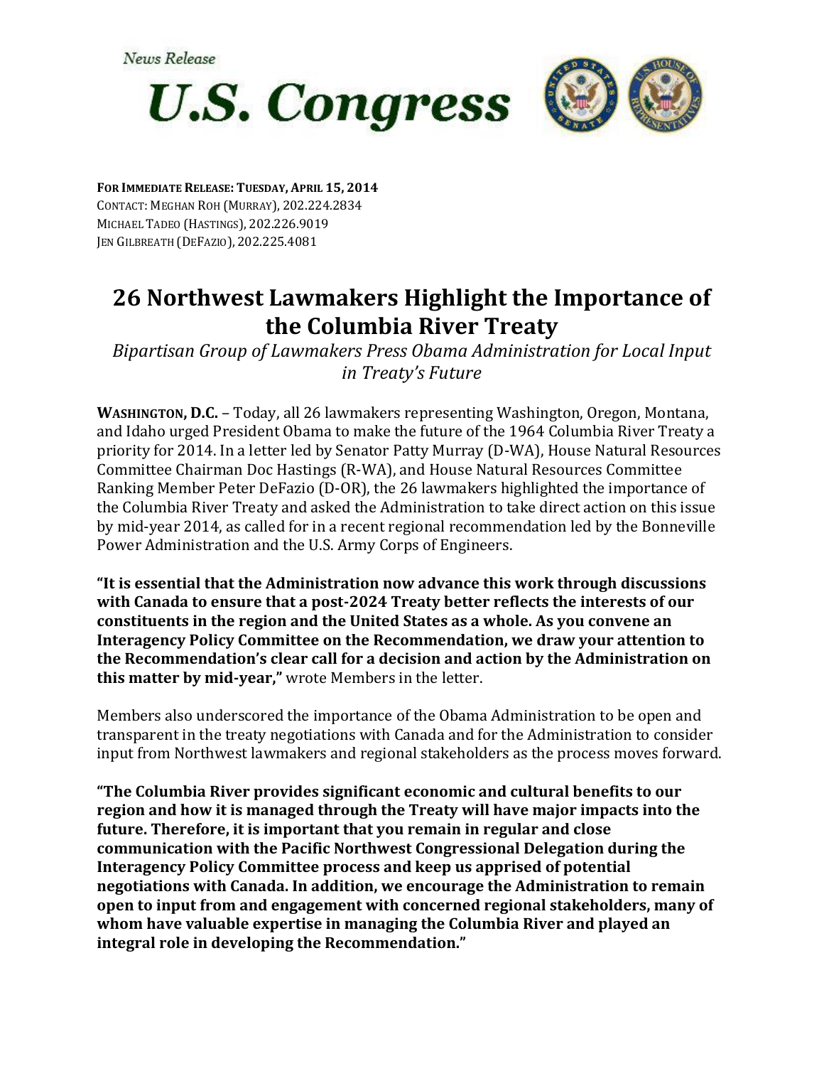*News Release*

# U.S. Congress

**FOR IMMEDIATE RELEASE: TUESDAY, APRIL 15, 2014**
CONTACT: MEGHAN ROH (MURRAY), 202.224.2834
MICHAEL TADEO (HASTINGS), 202.226.9019
JEN GILBREATH (DEFAZIO), 202.225.4081

## 26 Northwest Lawmakers Highlight the Importance of the Columbia River Treaty

*Bipartisan Group of Lawmakers Press Obama Administration for Local Input in Treaty's Future*

**WASHINGTON, D.C.** – Today, all 26 lawmakers representing Washington, Oregon, Montana, and Idaho urged President Obama to make the future of the 1964 Columbia River Treaty a priority for 2014. In a letter led by Senator Patty Murray (D-WA), House Natural Resources Committee Chairman Doc Hastings (R-WA), and House Natural Resources Committee Ranking Member Peter DeFazio (D-OR), the 26 lawmakers highlighted the importance of the Columbia River Treaty and asked the Administration to take direct action on this issue by mid-year 2014, as called for in a recent regional recommendation led by the Bonneville Power Administration and the U.S. Army Corps of Engineers.

**"It is essential that the Administration now advance this work through discussions with Canada to ensure that a post-2024 Treaty better reflects the interests of our constituents in the region and the United States as a whole. As you convene an Interagency Policy Committee on the Recommendation, we draw your attention to the Recommendation's clear call for a decision and action by the Administration on this matter by mid-year,"** wrote Members in the letter.

Members also underscored the importance of the Obama Administration to be open and transparent in the treaty negotiations with Canada and for the Administration to consider input from Northwest lawmakers and regional stakeholders as the process moves forward.

**"The Columbia River provides significant economic and cultural benefits to our region and how it is managed through the Treaty will have major impacts into the future. Therefore, it is important that you remain in regular and close communication with the Pacific Northwest Congressional Delegation during the Interagency Policy Committee process and keep us apprised of potential negotiations with Canada. In addition, we encourage the Administration to remain open to input from and engagement with concerned regional stakeholders, many of whom have valuable expertise in managing the Columbia River and played an integral role in developing the Recommendation."**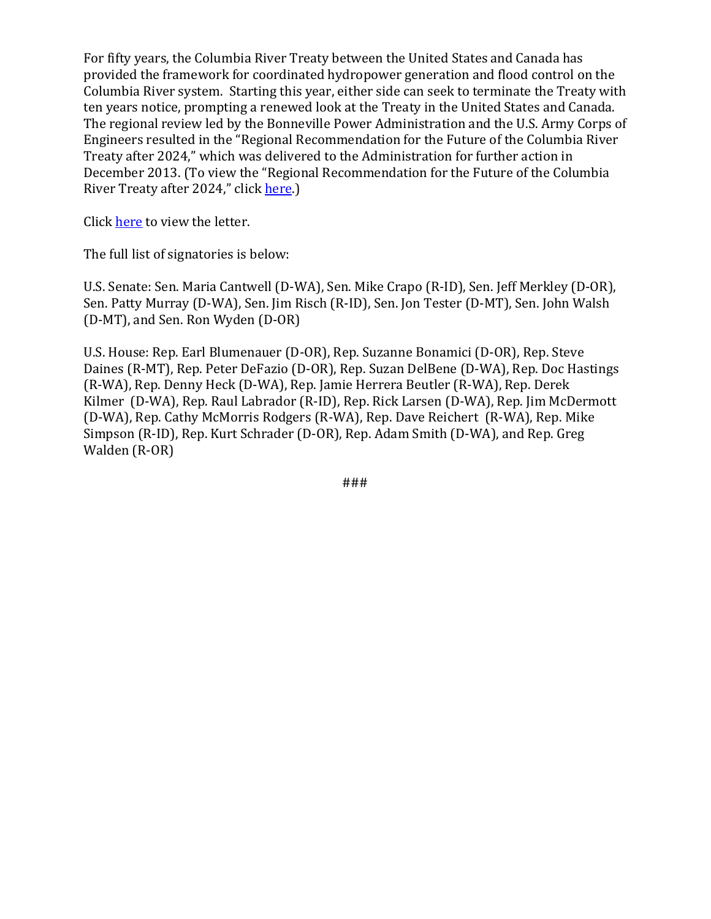For fifty years, the Columbia River Treaty between the United States and Canada has provided the framework for coordinated hydropower generation and flood control on the Columbia River system. Starting this year, either side can seek to terminate the Treaty with ten years notice, prompting a renewed look at the Treaty in the United States and Canada. The regional review led by the Bonneville Power Administration and the U.S. Army Corps of Engineers resulted in the "Regional Recommendation for the Future of the Columbia River Treaty after 2024," which was delivered to the Administration for further action in December 2013. (To view the "Regional Recommendation for the Future of the Columbia River Treaty after 2024," click here.)

Click here to view the letter.

The full list of signatories is below:

U.S. Senate: Sen. Maria Cantwell (D-WA), Sen. Mike Crapo (R-ID), Sen. Jeff Merkley (D-OR), Sen. Patty Murray (D-WA), Sen. Jim Risch (R-ID), Sen. Jon Tester (D-MT), Sen. John Walsh (D-MT), and Sen. Ron Wyden (D-OR)

U.S. House: Rep. Earl Blumenauer (D-OR), Rep. Suzanne Bonamici (D-OR), Rep. Steve Daines (R-MT), Rep. Peter DeFazio (D-OR), Rep. Suzan DelBene (D-WA), Rep. Doc Hastings (R-WA), Rep. Denny Heck (D-WA), Rep. Jamie Herrera Beutler (R-WA), Rep. Derek Kilmer (D-WA), Rep. Raul Labrador (R-ID), Rep. Rick Larsen (D-WA), Rep. Jim McDermott (D-WA), Rep. Cathy McMorris Rodgers (R-WA), Rep. Dave Reichert (R-WA), Rep. Mike Simpson (R-ID), Rep. Kurt Schrader (D-OR), Rep. Adam Smith (D-WA), and Rep. Greg Walden (R-OR)

###